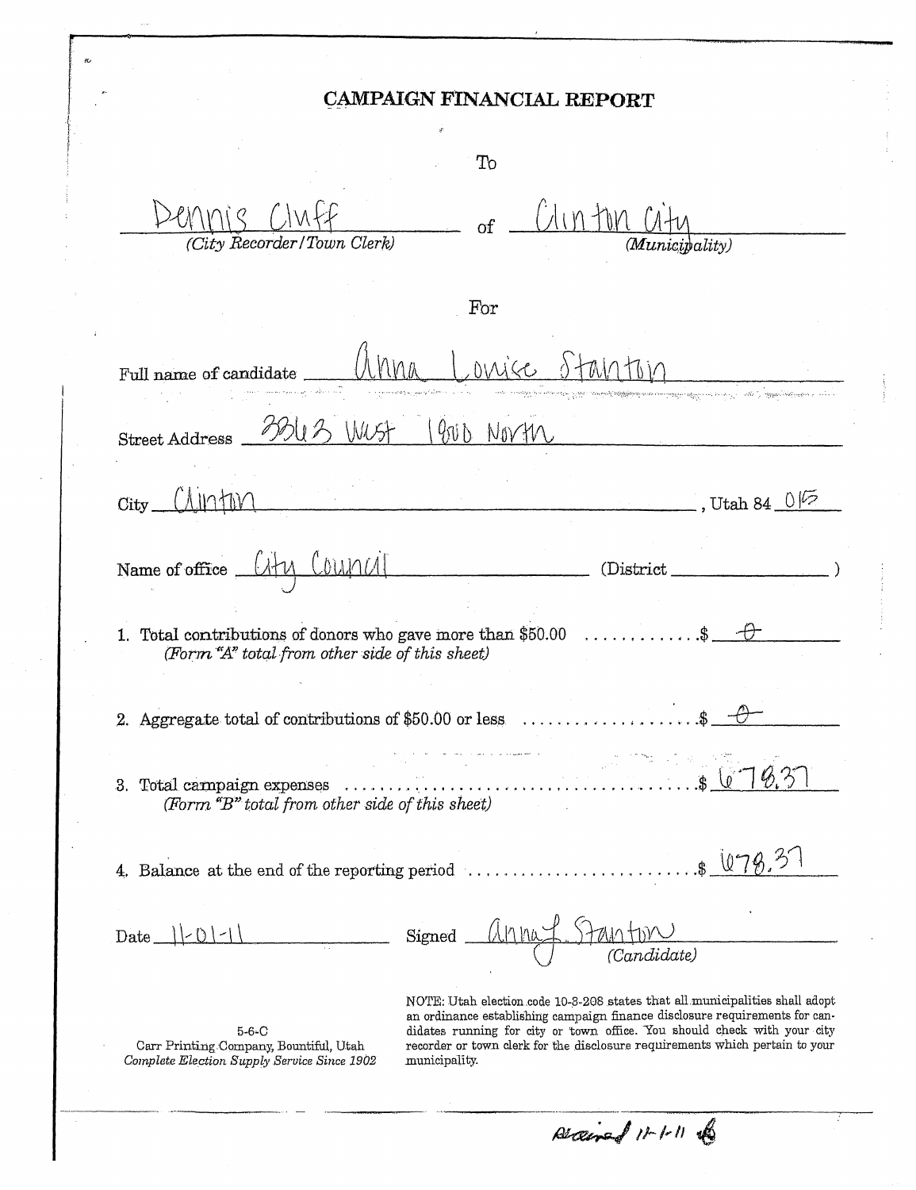# CAMPAIGN FINANCIAL REPORT

To

Dennis Cluff of Clinton City
*(City Recorder/Town Clerk)* *(Municipality)*

For

Full name of candidate Anna Louise Stanton

Street Address 3363 West 1800 North

City Clinton, Utah 84 015

Name of office City Council (District )

1. Total contributions of donors who gave more than $50.00 ............$ 0
   *(Form "A" total from other side of this sheet)*

2. Aggregate total of contributions of $50.00 or less ..................$ 0

3. Total campaign expenses ....................................$ 678.37
   *(Form "B" total from other side of this sheet)*

4. Balance at the end of the reporting period ........................$ 678.37

Date 11-01-11 Signed Anna L. Stanton
*(Candidate)*

5-6-C
Carr Printing Company, Bountiful, Utah
*Complete Election Supply Service Since 1902*

NOTE: Utah election code 10-3-208 states that all municipalities shall adopt an ordinance establishing campaign finance disclosure requirements for candidates running for city or town office. You should check with your city recorder or town clerk for the disclosure requirements which pertain to your municipality.

Received 11-1-11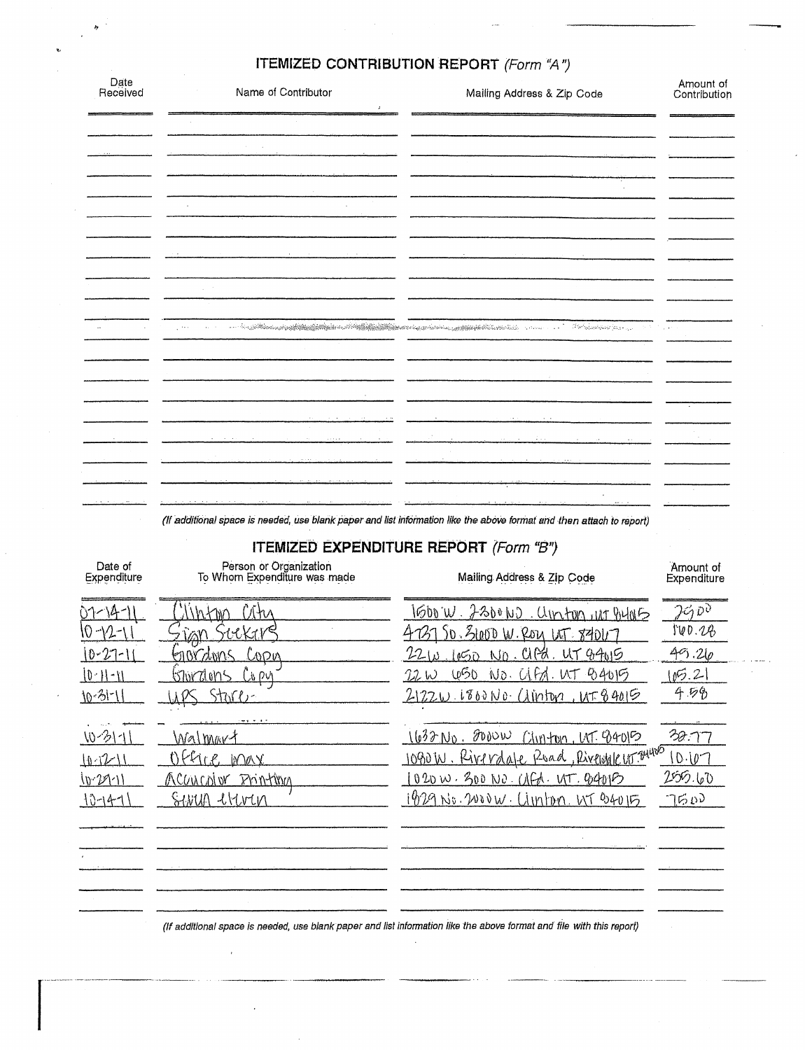## ITEMIZED CONTRIBUTION REPORT *(Form "A")*

| Date Received | Name of Contributor | Mailing Address & Zip Code | Amount of Contribution |
|---|---|---|---|
| | | | |

*(If additional space is needed, use blank paper and list information like the above format and then attach to report)*

## ITEMIZED EXPENDITURE REPORT *(Form "B")*

| Date of Expenditure | Person or Organization To Whom Expenditure was made | Mailing Address & Zip Code | Amount of Expenditure |
|---|---|---|---|
| 07-14-11 | Clinton City | 1500 W. 2300 NO. Clinton, UT 84015 | 25 00 |
| 10-12-11 | Sign Stickers | 4737 So. 3500 W. Roy UT. 84067 | 140.28 |
| 10-27-11 | Gordons Copy | 22 W. 1050 No. Clfd. UT 84015 | 49.26 |
| 10-11-11 | Gordons Copy | 22 W 1050 No. Clfd. UT 84015 | 65.21 |
| 10-31-11 | UPS Store | 2122 W. 1800 No. Clinton, UT 84015 | 4.58 |
| 10-31-11 | Walmart | 1632 No. 2000 W Clinton, UT. 84015 | 32.77 |
| 10-12-11 | Office Max | 1080 W. Riverdale Road, Riverdale UT 84405 | 10.67 |
| 10-27-11 | Accucolor Printing | 1020 W. 300 No. Clfd. UT. 84015 | 255.60 |
| 10-14-11 | Seven Eleven | 1829 No. 2000 W. Clinton, UT 84015 | 75 00 |

*(If additional space is needed, use blank paper and list information like the above format and file with this report)*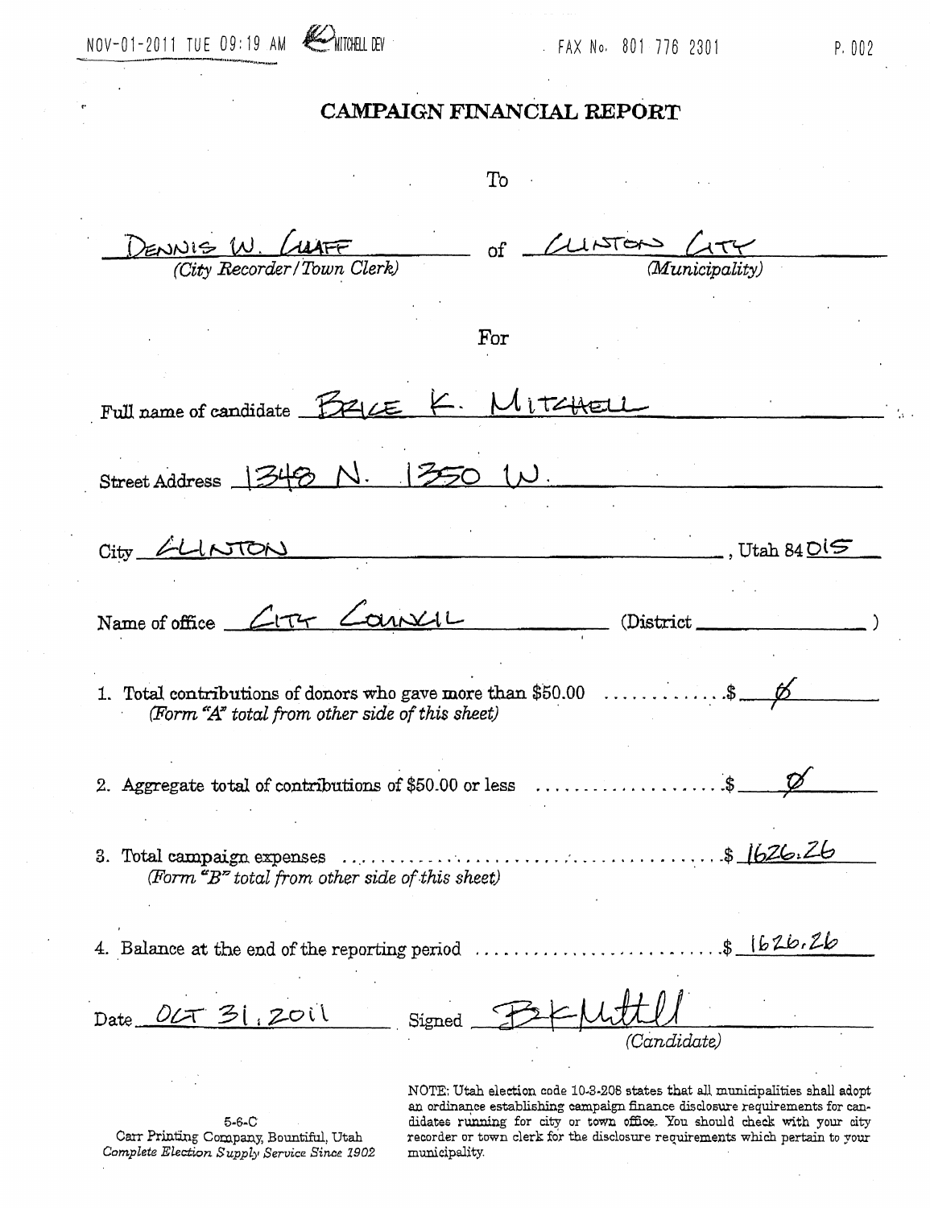# CAMPAIGN FINANCIAL REPORT

To

DENNIS W. CLUFF of CLINTON CITY
*(City Recorder/Town Clerk)* *(Municipality)*

For

Full name of candidate BRUCE K. MITCHELL

Street Address 1348 N. 1350 W.

City CLINTON, Utah 84015

Name of office CITY COUNCIL (District \_\_\_\_\_\_\_\_\_\_)

1. Total contributions of donors who gave more than $50.00 ............ $ Ø
   *(Form "A" total from other side of this sheet)*

2. Aggregate total of contributions of $50.00 or less .................... $ Ø

3. Total campaign expenses .............................................. $ 1626.26
   *(Form "B" total from other side of this sheet)*

4. Balance at the end of the reporting period ........................ $ 1626.26

Date OCT 31, 2011 Signed BKMitchell
*(Candidate)*

5-6-C
Carr Printing Company, Bountiful, Utah
*Complete Election Supply Service Since 1902*

NOTE: Utah election code 10-3-208 states that all municipalities shall adopt an ordinance establishing campaign finance disclosure requirements for candidates running for city or town office. You should check with your city recorder or town clerk for the disclosure requirements which pertain to your municipality.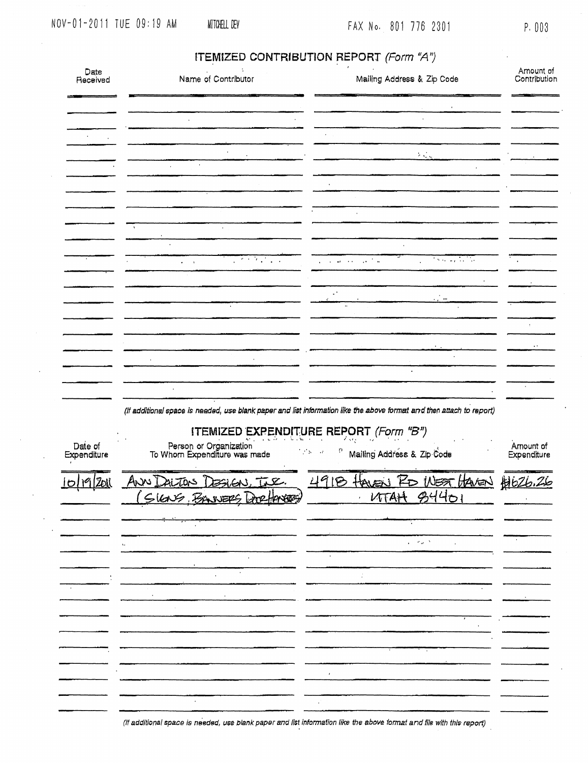## ITEMIZED CONTRIBUTION REPORT *(Form "A")*

| Date Received | Name of Contributor | Mailing Address & Zip Code | Amount of Contribution |
|---|---|---|---|
| | | | |

*(If additional space is needed, use blank paper and list information like the above format and then attach to report)*

## ITEMIZED EXPENDITURE REPORT *(Form "B")*

| Date of Expenditure | Person or Organization To Whom Expenditure was made | Mailing Address & Zip Code | Amount of Expenditure |
|---|---|---|---|
| 10/19/2011 | Ann Dalton Design, Inc. (Signs, Banners Door Hangers) | 4918 Haven Rd West Haven Utah 84401 | $1626.26 |

*(If additional space is needed, use blank paper and list information like the above format and file with this report)*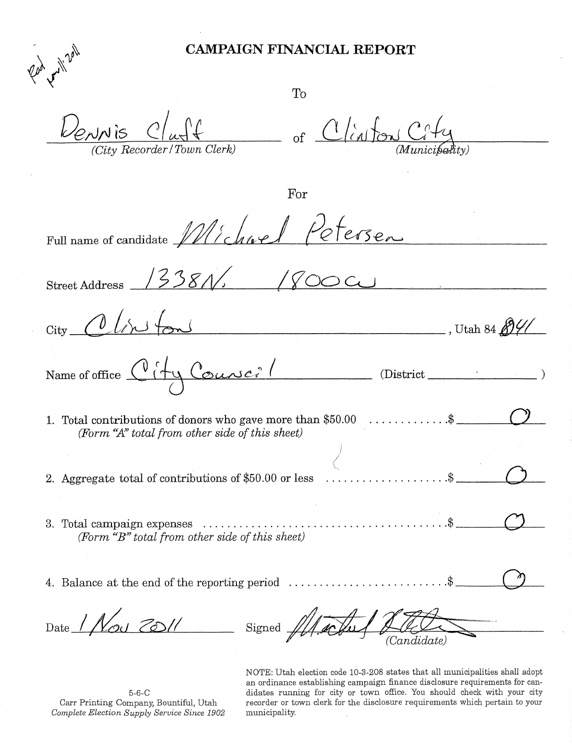Rcd Nov 1 2011

# CAMPAIGN FINANCIAL REPORT

To

Dennis Cluff of Clinton City

*(City Recorder/Town Clerk)* *(Municipality)*

For

Full name of candidate Michael Petersen

Street Address 1338 N. 1800 W

City Clinton, Utah 84041

Name of office City Council (District \_\_\_\_\_\_\_\_)

1. Total contributions of donors who gave more than $50.00 . . . . . . . . . . . . .$ 0
   *(Form "A" total from other side of this sheet)*

2. Aggregate total of contributions of $50.00 or less . . . . . . . . . . . . . . . . . . .$ 0

3. Total campaign expenses . . . . . . . . . . . . . . . . . . . . . . . . . . . . . . . . . . . . . . .$ 0
   *(Form "B" total from other side of this sheet)*

4. Balance at the end of the reporting period . . . . . . . . . . . . . . . . . . . . . . . . .$ 0

Date 1 Nov 2011 Signed Michael Petersen *(Candidate)*

5-6-C
Carr Printing Company, Bountiful, Utah
*Complete Election Supply Service Since 1902*

NOTE: Utah election code 10-3-208 states that all municipalities shall adopt an ordinance establishing campaign finance disclosure requirements for candidates running for city or town office. You should check with your city recorder or town clerk for the disclosure requirements which pertain to your municipality.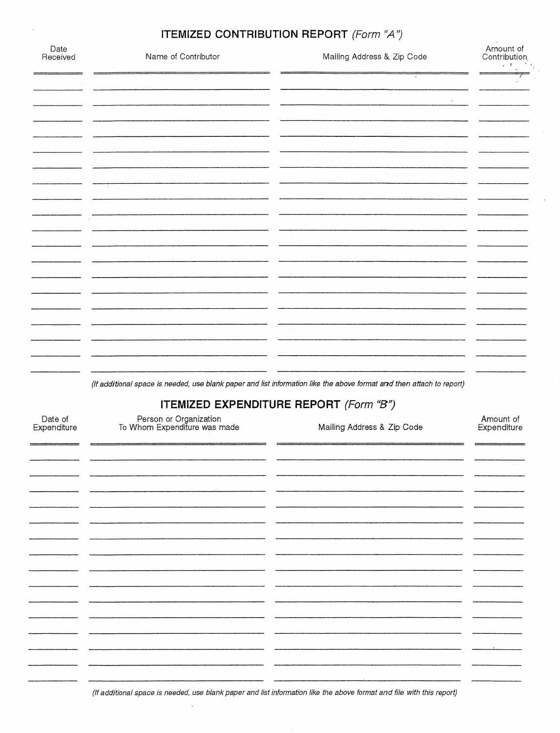## ITEMIZED CONTRIBUTION REPORT *(Form "A")*

| Date Received | Name of Contributor | Mailing Address & Zip Code | Amount of Contribution |
|---|---|---|---|
| | | | |
| | | | |
| | | | |
| | | | |
| | | | |
| | | | |
| | | | |
| | | | |
| | | | |
| | | | |
| | | | |
| | | | |
| | | | |
| | | | |
| | | | |
| | | | |
| | | | |
| | | | |
| | | | |

*(If additional space is needed, use blank paper and list information like the above format and then attach to report)*

## ITEMIZED EXPENDITURE REPORT *(Form "B")*

| Date of Expenditure | Person or Organization To Whom Expenditure was made | Mailing Address & Zip Code | Amount of Expenditure |
|---|---|---|---|
| | | | |
| | | | |
| | | | |
| | | | |
| | | | |
| | | | |
| | | | |
| | | | |
| | | | |
| | | | |
| | | | |
| | | | |
| | | | |
| | | | |
| | | | |

*(If additional space is needed, use blank paper and list information like the above format and file with this report)*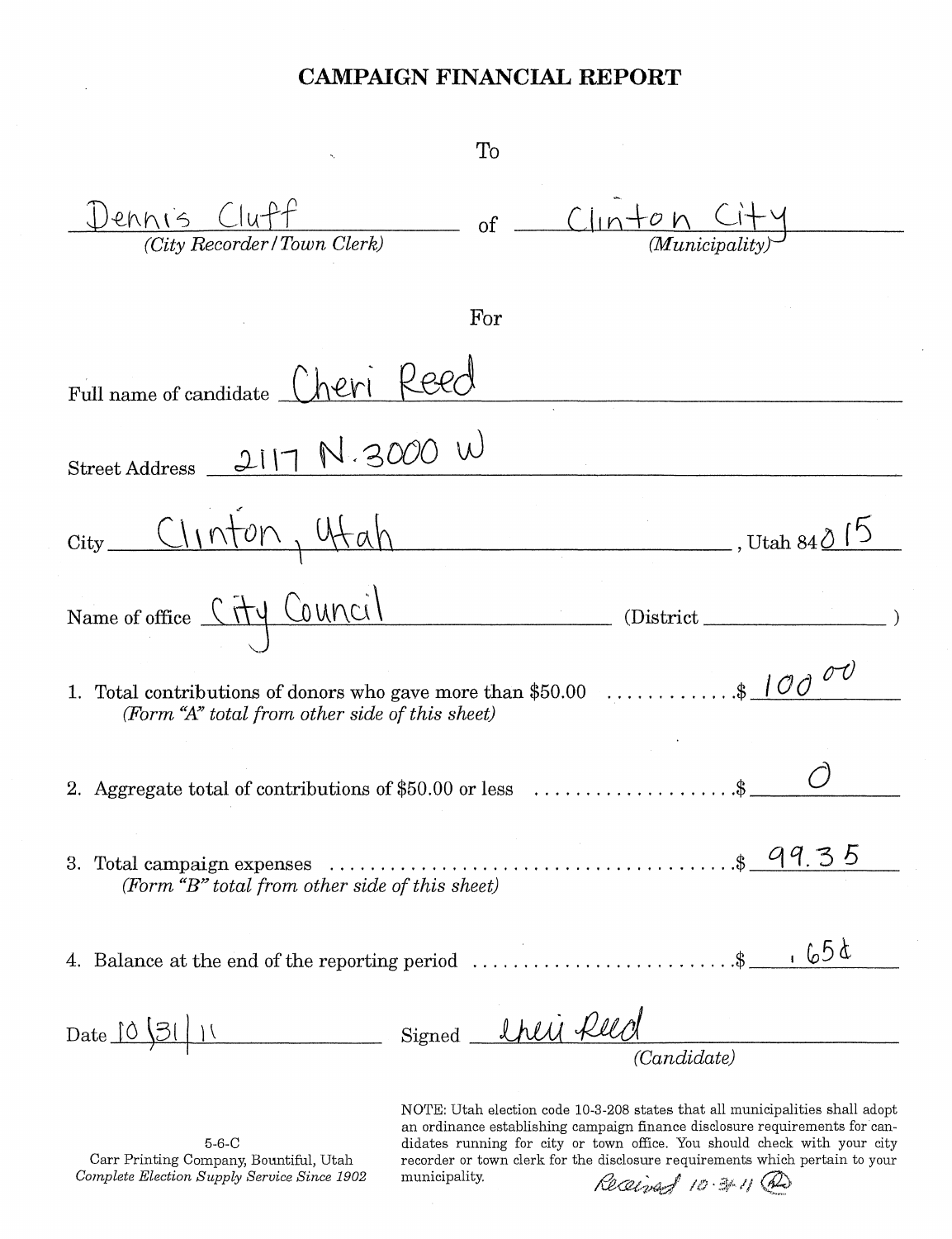# CAMPAIGN FINANCIAL REPORT

To

Dennis Cluff of Clinton City
*(City Recorder / Town Clerk)* *(Municipality)*

For

Full name of candidate Cheri Reed

Street Address 2117 N. 3000 W

City Clinton, Utah , Utah 84015

Name of office City Council (District )

1. Total contributions of donors who gave more than $50.00 .............$ 100.00
   *(Form "A" total from other side of this sheet)*

2. Aggregate total of contributions of $50.00 or less ....................$ 0

3. Total campaign expenses .........................................$ 99.35
   *(Form "B" total from other side of this sheet)*

4. Balance at the end of the reporting period ..........................$ .65¢

Date 10/31/11 Signed Cheri Reed
*(Candidate)*

5-6-C
Carr Printing Company, Bountiful, Utah
*Complete Election Supply Service Since 1902*

NOTE: Utah election code 10-3-208 states that all municipalities shall adopt an ordinance establishing campaign finance disclosure requirements for candidates running for city or town office. You should check with your city recorder or town clerk for the disclosure requirements which pertain to your municipality.

Received 10-31-11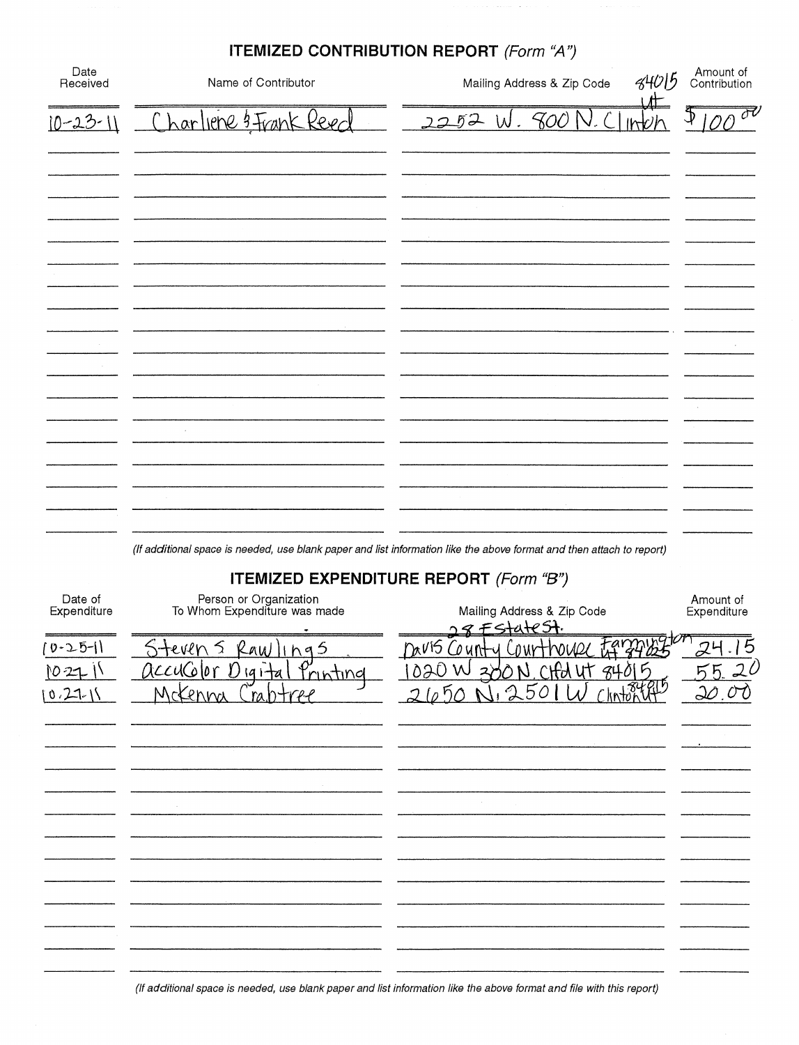## ITEMIZED CONTRIBUTION REPORT *(Form "A")*

| Date Received | Name of Contributor | Mailing Address & Zip Code | Amount of Contribution |
|---|---|---|---|
| 10-23-11 | Charliene & Frank Reed | 2252 W. 800 N. Clinton UT 84015 | $100.00 |
| | | | |
| | | | |
| | | | |
| | | | |
| | | | |
| | | | |
| | | | |
| | | | |
| | | | |
| | | | |
| | | | |
| | | | |
| | | | |
| | | | |
| | | | |
| | | | |

*(If additional space is needed, use blank paper and list information like the above format and then attach to report)*

## ITEMIZED EXPENDITURE REPORT *(Form "B")*

| Date of Expenditure | Person or Organization To Whom Expenditure was made | Mailing Address & Zip Code | Amount of Expenditure |
|---|---|---|---|
| 10-25-11 | Steven S Rawlings | 28 E State St. Davis County Courthouse Farmington UT 84025 | 24.15 |
| 10-27-11 | AccuColor Digital Printing | 1020 W 300 N. Clfd UT 84015 | 55.20 |
| 10.27-11 | McKenna Crabtree | 2650 N. 2501 W Clinton UT 84015 | 20.00 |
| | | | |
| | | | |
| | | | |
| | | | |
| | | | |
| | | | |
| | | | |
| | | | |
| | | | |
| | | | |
| | | | |

*(If additional space is needed, use blank paper and list information like the above format and file with this report)*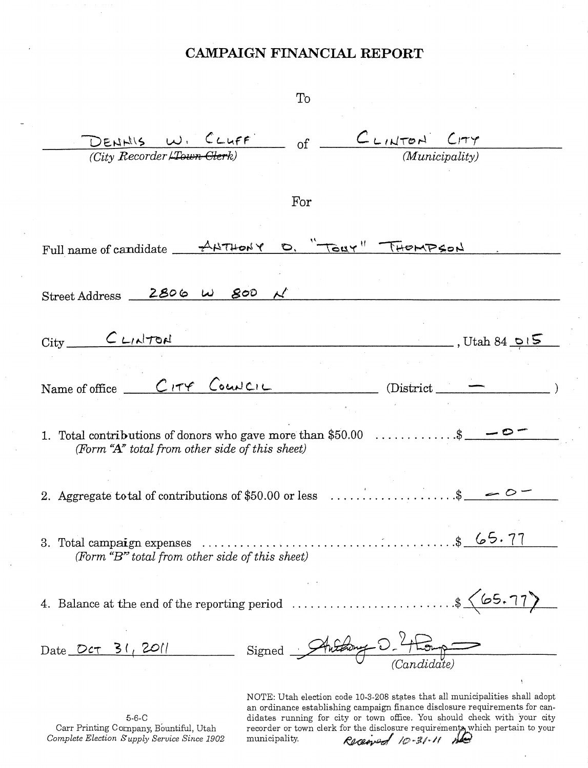# CAMPAIGN FINANCIAL REPORT

To

DENNIS W. CLUFF of CLINTON CITY

*(City Recorder / ~~Town Clerk~~)* *(Municipality)*

For

Full name of candidate ANTHONY D. "TONY" THOMPSON

Street Address 2806 W 800 N

City CLINTON, Utah 84 015

Name of office CITY COUNCIL (District — )

1. Total contributions of donors who gave more than $50.00 ............. $ -0-
   *(Form "A" total from other side of this sheet)*

2. Aggregate total of contributions of $50.00 or less .................... $ -0-

3. Total campaign expenses ............................................ $ 65.77
   *(Form "B" total from other side of this sheet)*

4. Balance at the end of the reporting period .......................... $ <65.77>

Date OCT 31, 2011 Signed Anthony D. Thompson *(Candidate)*

5-6-C
Carr Printing Company, Bountiful, Utah
*Complete Election Supply Service Since 1902*

NOTE: Utah election code 10-3-208 states that all municipalities shall adopt an ordinance establishing campaign finance disclosure requirements for candidates running for city or town office. You should check with your city recorder or town clerk for the disclosure requirements which pertain to your municipality.

Received 10-31-11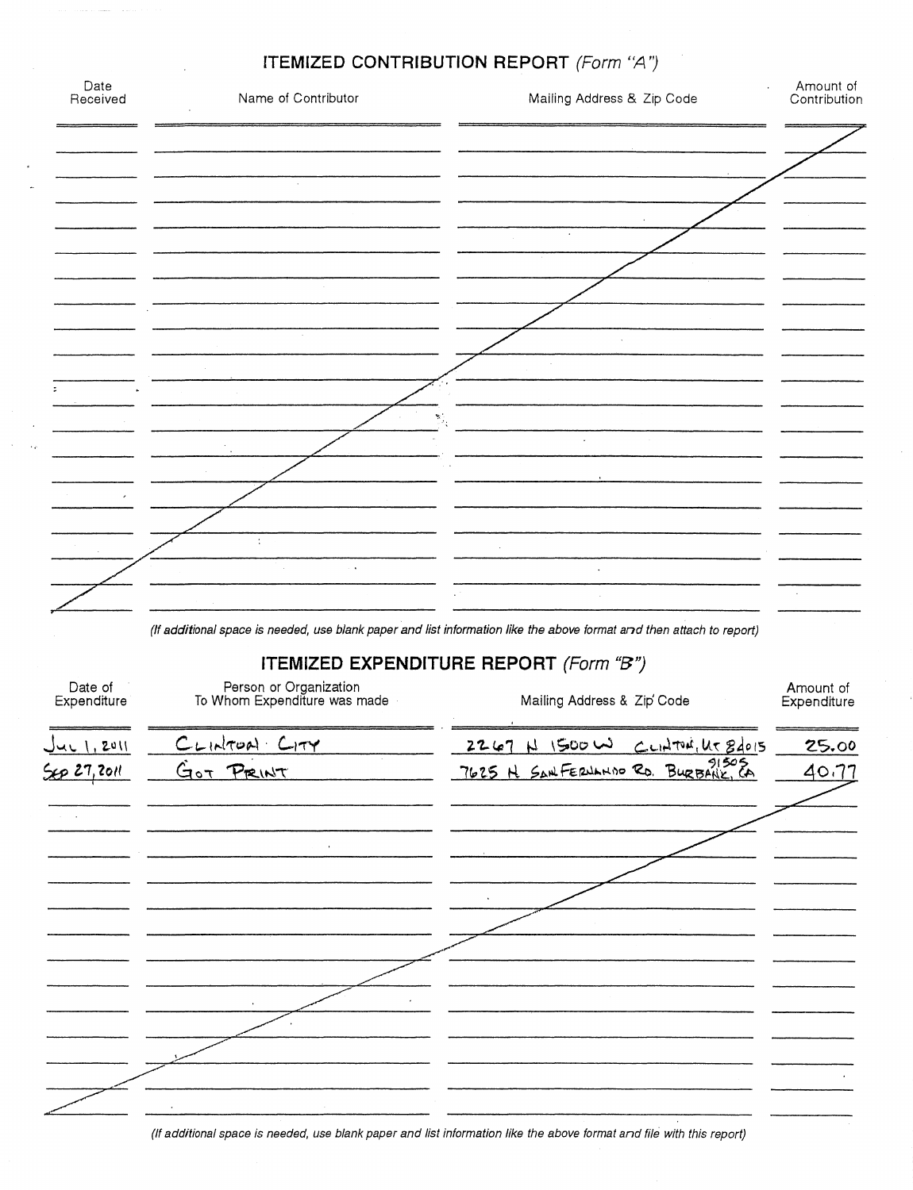## ITEMIZED CONTRIBUTION REPORT *(Form "A")*

| Date Received | Name of Contributor | Mailing Address & Zip Code | Amount of Contribution |
|---|---|---|---|

*(If additional space is needed, use blank paper and list information like the above format and then attach to report)*

## ITEMIZED EXPENDITURE REPORT *(Form "B")*

| Date of Expenditure | Person or Organization To Whom Expenditure was made | Mailing Address & Zip Code | Amount of Expenditure |
|---|---|---|---|
| JUL 1, 2011 | CLINTON CITY | 2267 N 1500 W CLINTON, UT 84015 | 25.00 |
| SEP 27, 2011 | GOT PRINT | 7625 N SAN FERNANDO RD. BURBANK, CA 91505 | 40.77 |

*(If additional space is needed, use blank paper and list information like the above format and file with this report)*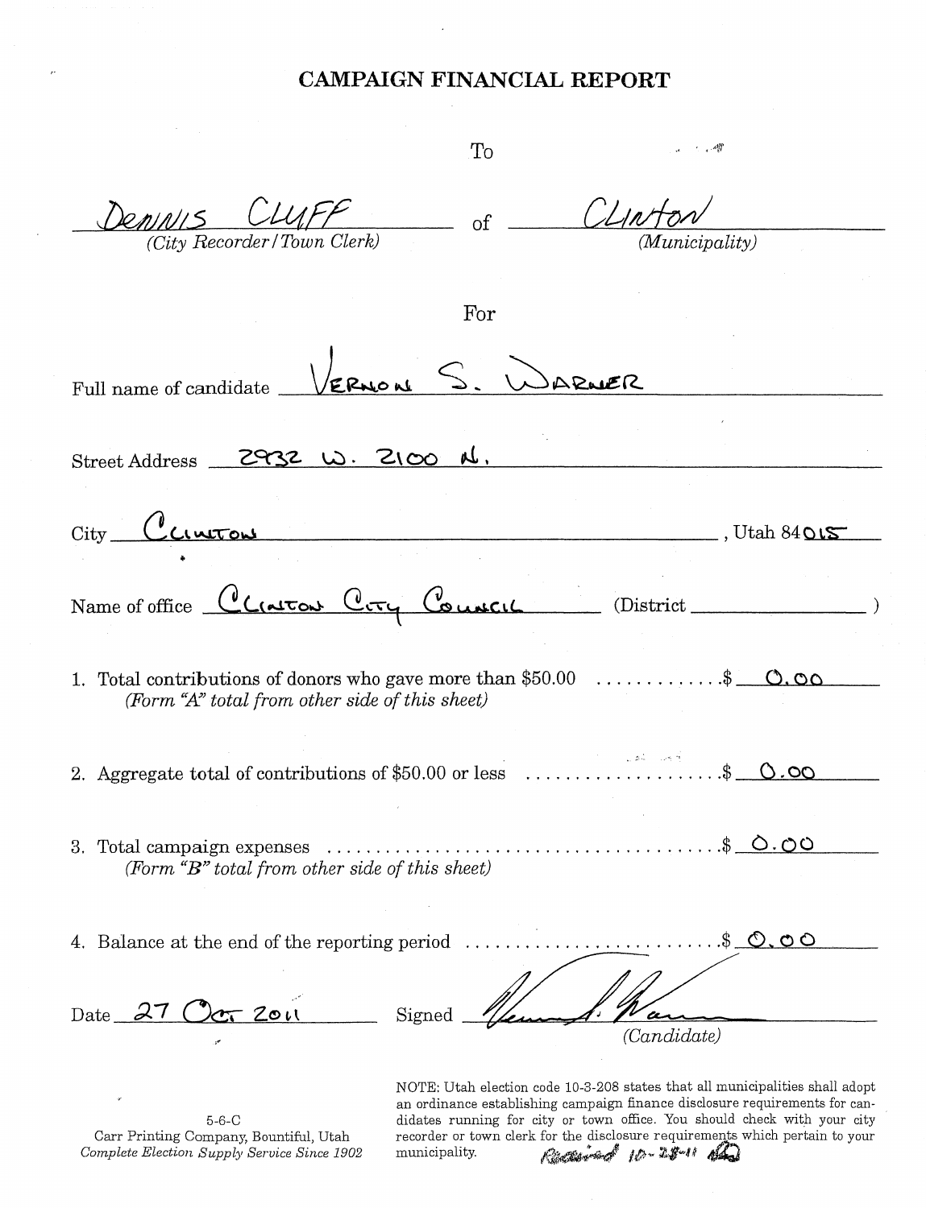# CAMPAIGN FINANCIAL REPORT

To

Dennis Cluff of Clinton
*(City Recorder / Town Clerk)* *(Municipality)*

For

Full name of candidate Vernon S. Warner

Street Address 2932 W. 2100 N.

City Clinton, Utah 84015

Name of office Clinton City Council (District )

1. Total contributions of donors who gave more than $50.00 . . . . . . . . . . . . .$ 0.00
   *(Form "A" total from other side of this sheet)*

2. Aggregate total of contributions of $50.00 or less . . . . . . . . . . . . . . . . . . . .$ 0.00

3. Total campaign expenses . . . . . . . . . . . . . . . . . . . . . . . . . . . . . . . . . . . . . . . .$ 0.00
   *(Form "B" total from other side of this sheet)*

4. Balance at the end of the reporting period . . . . . . . . . . . . . . . . . . . . . . . . . .$ 0.00

Date 27 Oct 2011 Signed [signature]
*(Candidate)*

5-6-C
Carr Printing Company, Bountiful, Utah
*Complete Election Supply Service Since 1902*

NOTE: Utah election code 10-3-208 states that all municipalities shall adopt an ordinance establishing campaign finance disclosure requirements for candidates running for city or town office. You should check with your city recorder or town clerk for the disclosure requirements which pertain to your municipality.

Received 10-28-11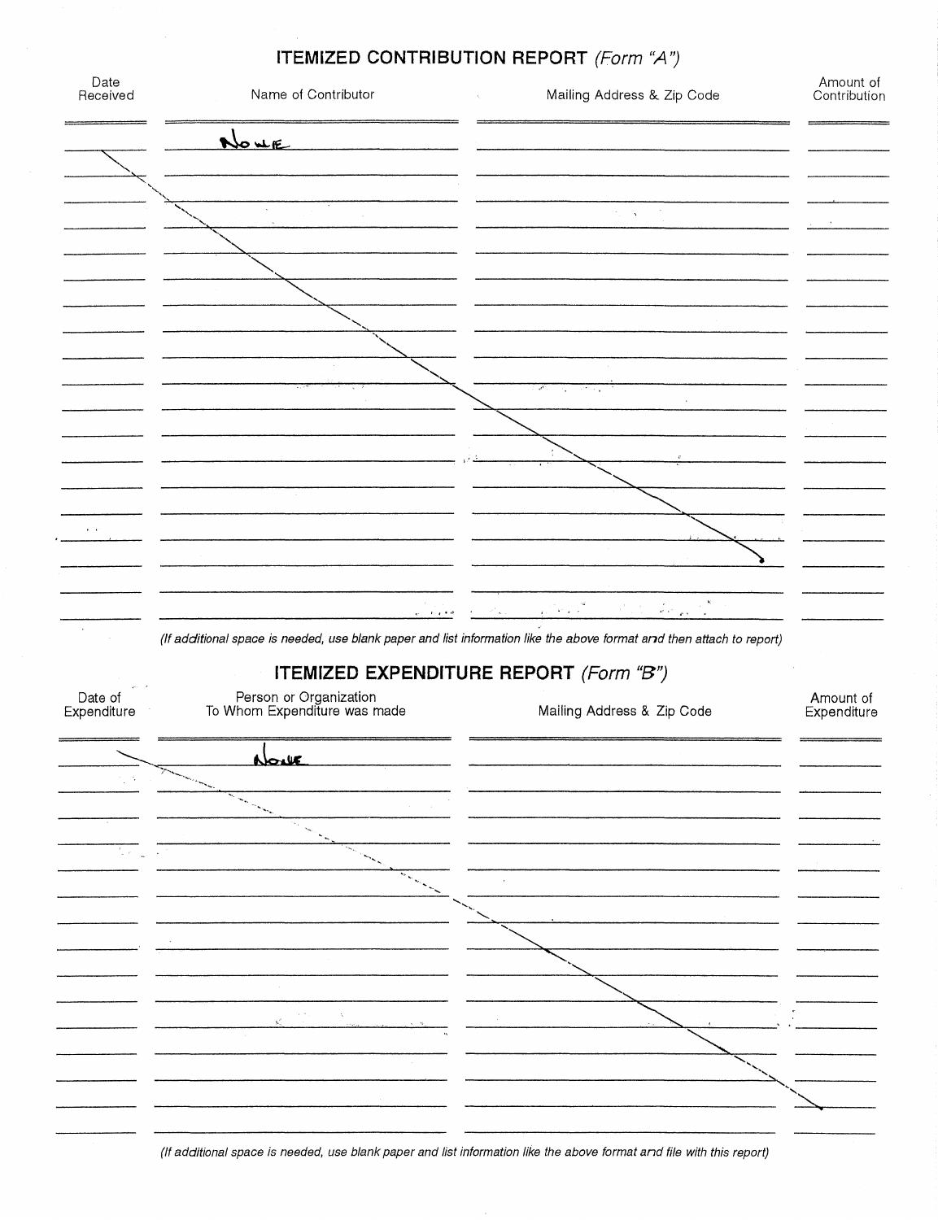## ITEMIZED CONTRIBUTION REPORT *(Form "A")*

| Date Received | Name of Contributor | Mailing Address & Zip Code | Amount of Contribution |
|---|---|---|---|
| | None | | |

*(If additional space is needed, use blank paper and list information like the above format and then attach to report)*

## ITEMIZED EXPENDITURE REPORT *(Form "B")*

| Date of Expenditure | Person or Organization To Whom Expenditure was made | Mailing Address & Zip Code | Amount of Expenditure |
|---|---|---|---|
| | None | | |

*(If additional space is needed, use blank paper and list information like the above format and file with this report)*